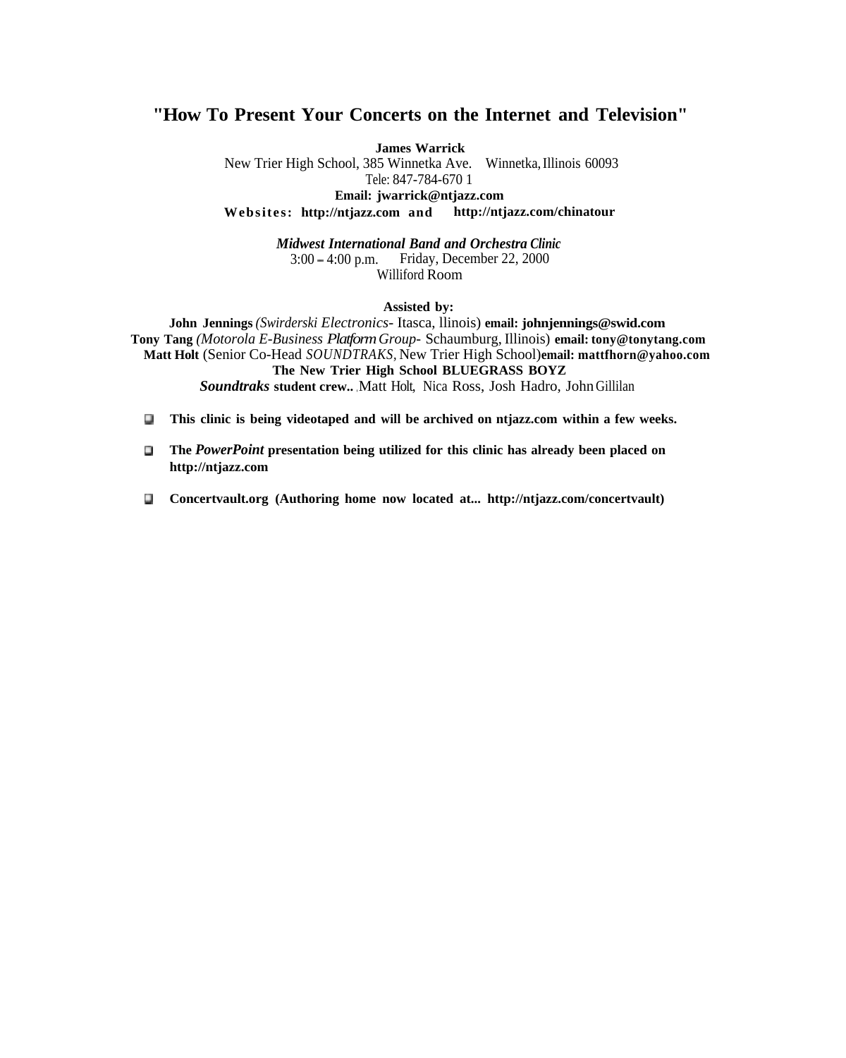# "How To Present Your Concerts on the Internet and Television"

**James Warrick**
New Trier High School, 385 Winnetka Ave. Winnetka, Illinois 60093
Tele: 847-784-670 1
**Email: jwarrick@ntjazz.com**
**Websites: http://ntjazz.com and http://ntjazz.com/chinatour**

***Midwest International Band and Orchestra Clinic***
3:00 – 4:00 p.m. Friday, December 22, 2000
Williford Room

**Assisted by:**

**John Jennings** *(Swirderski Electronics*- Itasca, llinois) **email: johnjennings@swid.com**
**Tony Tang** *(Motorola E-Business Platform Group*- Schaumburg, Illinois) **email: tony@tonytang.com**
**Matt Holt** (Senior Co-Head *SOUNDTRAKS,* New Trier High School)**email: mattfhorn@yahoo.com**
**The New Trier High School BLUEGRASS BOYZ**
***Soundtraks*** **student crew..** , Matt Holt, Nica Ross, Josh Hadro, John Gillilan

- **This clinic is being videotaped and will be archived on ntjazz.com within a few weeks.**
- **The *PowerPoint* presentation being utilized for this clinic has already been placed on http://ntjazz.com**
- **Concertvault.org (Authoring home now located at... http://ntjazz.com/concertvault)**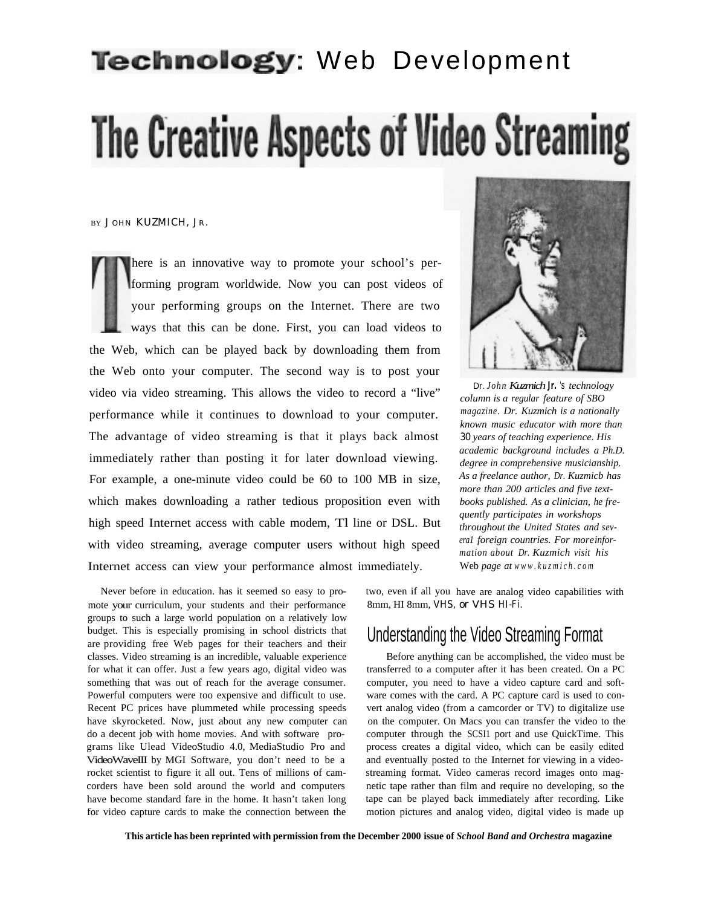# Technology: Web Development

# The Creative Aspects of Video Streaming

BY JOHN KUZMICH, JR.

There is an innovative way to promote your school's performing program worldwide. Now you can post videos of your performing groups on the Internet. There are two ways that this can be done. First, you can load videos to the Web, which can be played back by downloading them from the Web onto your computer. The second way is to post your video via video streaming. This allows the video to record a "live" performance while it continues to download to your computer. The advantage of video streaming is that it plays back almost immediately rather than posting it for later download viewing. For example, a one-minute video could be 60 to 100 MB in size, which makes downloading a rather tedious proposition even with high speed Internet access with cable modem, Tl line or DSL. But with video streaming, average computer users without high speed Internet access can view your performance almost immediately.

*Dr. John Kuzmich Jr.'s technology column is a regular feature of SBO magazine. Dr. Kuzmich is a nationally known music educator with more than 30 years of teaching experience. His academic background includes a Ph.D. degree in comprehensive musicianship. As a freelance author, Dr. Kuzmicb has more than 200 articles and five textbooks published. As a clinician, he frequently participates in workshops throughout the United States and several foreign countries. For moreinformation about Dr. Kuzmich visit his Web page at www.kuzmich.com*

Never before in education. has it seemed so easy to promote your curriculum, your students and their performance groups to such a large world population on a relatively low budget. This is especially promising in school districts that are providing free Web pages for their teachers and their classes. Video streaming is an incredible, valuable experience for what it can offer. Just a few years ago, digital video was something that was out of reach for the average consumer. Powerful computers were too expensive and difficult to use. Recent PC prices have plummeted while processing speeds have skyrocketed. Now, just about any new computer can do a decent job with home movies. And with software programs like Ulead VideoStudio 4.0, MediaStudio Pro and VideoWaveIII by MGI Software, you don't need to be a rocket scientist to figure it all out. Tens of millions of camcorders have been sold around the world and computers have become standard fare in the home. It hasn't taken long for video capture cards to make the connection between the two, even if all you have are analog video capabilities with 8mm, HI 8mm, VHS, or VHS HI-Fi.

## Understanding the Video Streaming Format

Before anything can be accomplished, the video must be transferred to a computer after it has been created. On a PC computer, you need to have a video capture card and software comes with the card. A PC capture card is used to convert analog video (from a camcorder or TV) to digitalize use on the computer. On Macs you can transfer the video to the computer through the SCSI1 port and use QuickTime. This process creates a digital video, which can be easily edited and eventually posted to the Internet for viewing in a video-streaming format. Video cameras record images onto magnetic tape rather than film and require no developing, so the tape can be played back immediately after recording. Like motion pictures and analog video, digital video is made up

**This article has been reprinted with permission from the December 2000 issue of *School Band and Orchestra* magazine**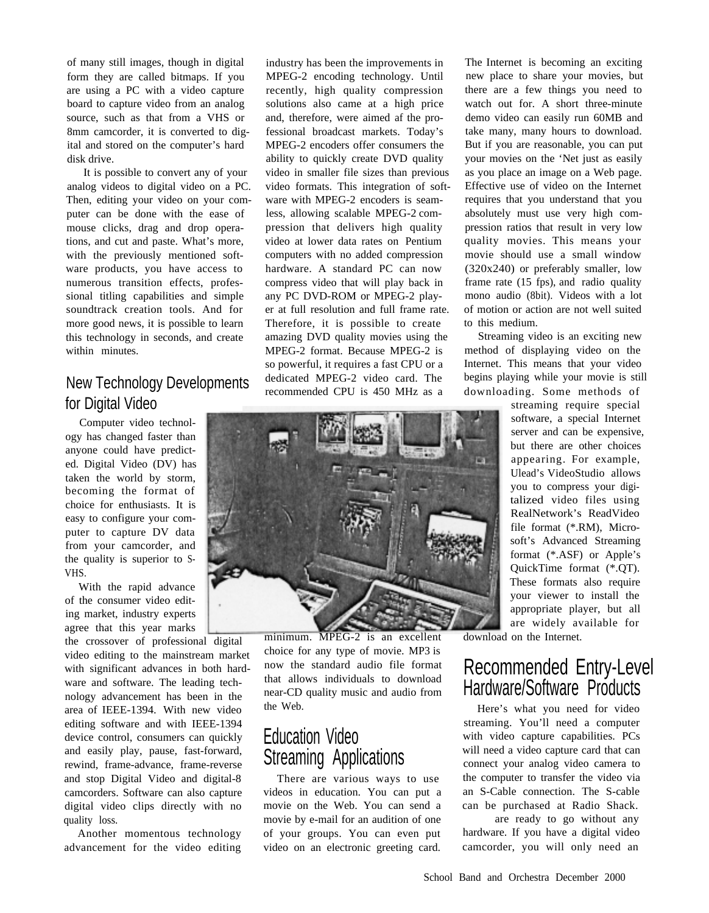of many still images, though in digital form they are called bitmaps. If you are using a PC with a video capture board to capture video from an analog source, such as that from a VHS or 8mm camcorder, it is converted to digital and stored on the computer's hard disk drive.

It is possible to convert any of your analog videos to digital video on a PC. Then, editing your video on your computer can be done with the ease of mouse clicks, drag and drop operations, and cut and paste. What's more, with the previously mentioned software products, you have access to numerous transition effects, professional titling capabilities and simple soundtrack creation tools. And for more good news, it is possible to learn this technology in seconds, and create within minutes.

## New Technology Developments for Digital Video

Computer video technology has changed faster than anyone could have predicted. Digital Video (DV) has taken the world by storm, becoming the format of choice for enthusiasts. It is easy to configure your computer to capture DV data from your camcorder, and the quality is superior to S-VHS.

With the rapid advance of the consumer video editing market, industry experts agree that this year marks the crossover of professional digital video editing to the mainstream market with significant advances in both hardware and software. The leading technology advancement has been in the area of IEEE-1394. With new video editing software and with IEEE-1394 device control, consumers can quickly and easily play, pause, fast-forward, rewind, frame-advance, frame-reverse and stop Digital Video and digital-8 camcorders. Software can also capture digital video clips directly with no quality loss.

Another momentous technology advancement for the video editing industry has been the improvements in MPEG-2 encoding technology. Until recently, high quality compression solutions also came at a high price and, therefore, were aimed af the professional broadcast markets. Today's MPEG-2 encoders offer consumers the ability to quickly create DVD quality video in smaller file sizes than previous video formats. This integration of software with MPEG-2 encoders is seamless, allowing scalable MPEG-2 compression that delivers high quality video at lower data rates on Pentium computers with no added compression hardware. A standard PC can now compress video that will play back in any PC DVD-ROM or MPEG-2 player at full resolution and full frame rate. Therefore, it is possible to create amazing DVD quality movies using the MPEG-2 format. Because MPEG-2 is so powerful, it requires a fast CPU or a dedicated MPEG-2 video card. The recommended CPU is 450 MHz as a minimum. MPEG-2 is an excellent choice for any type of movie. MP3 is now the standard audio file format that allows individuals to download near-CD quality music and audio from the Web.

## Education Video Streaming Applications

There are various ways to use videos in education. You can put a movie on the Web. You can send a movie by e-mail for an audition of one of your groups. You can even put video on an electronic greeting card.

The Internet is becoming an exciting new place to share your movies, but there are a few things you need to watch out for. A short three-minute demo video can easily run 60MB and take many, many hours to download. But if you are reasonable, you can put your movies on the 'Net just as easily as you place an image on a Web page. Effective use of video on the Internet requires that you understand that you absolutely must use very high compression ratios that result in very low quality movies. This means your movie should use a small window (320x240) or preferably smaller, low frame rate (15 fps), and radio quality mono audio (8bit). Videos with a lot of motion or action are not well suited to this medium.

Streaming video is an exciting new method of displaying video on the Internet. This means that your video begins playing while your movie is still downloading. Some methods of streaming require special software, a special Internet server and can be expensive, but there are other choices appearing. For example, Ulead's VideoStudio allows you to compress your digitalized video files using RealNetwork's ReadVideo file format (*.RM), Microsoft's Advanced Streaming format (*.ASF) or Apple's QuickTime format (*.QT). These formats also require your viewer to install the appropriate player, but all are widely available for download on the Internet.

## Recommended Entry-Level Hardware/Software Products

Here's what you need for video streaming. You'll need a computer with video capture capabilities. PCs will need a video capture card that can connect your analog video camera to the computer to transfer the video via an S-Cable connection. The S-cable can be purchased at Radio Shack. are ready to go without any hardware. If you have a digital video camcorder, you will only need an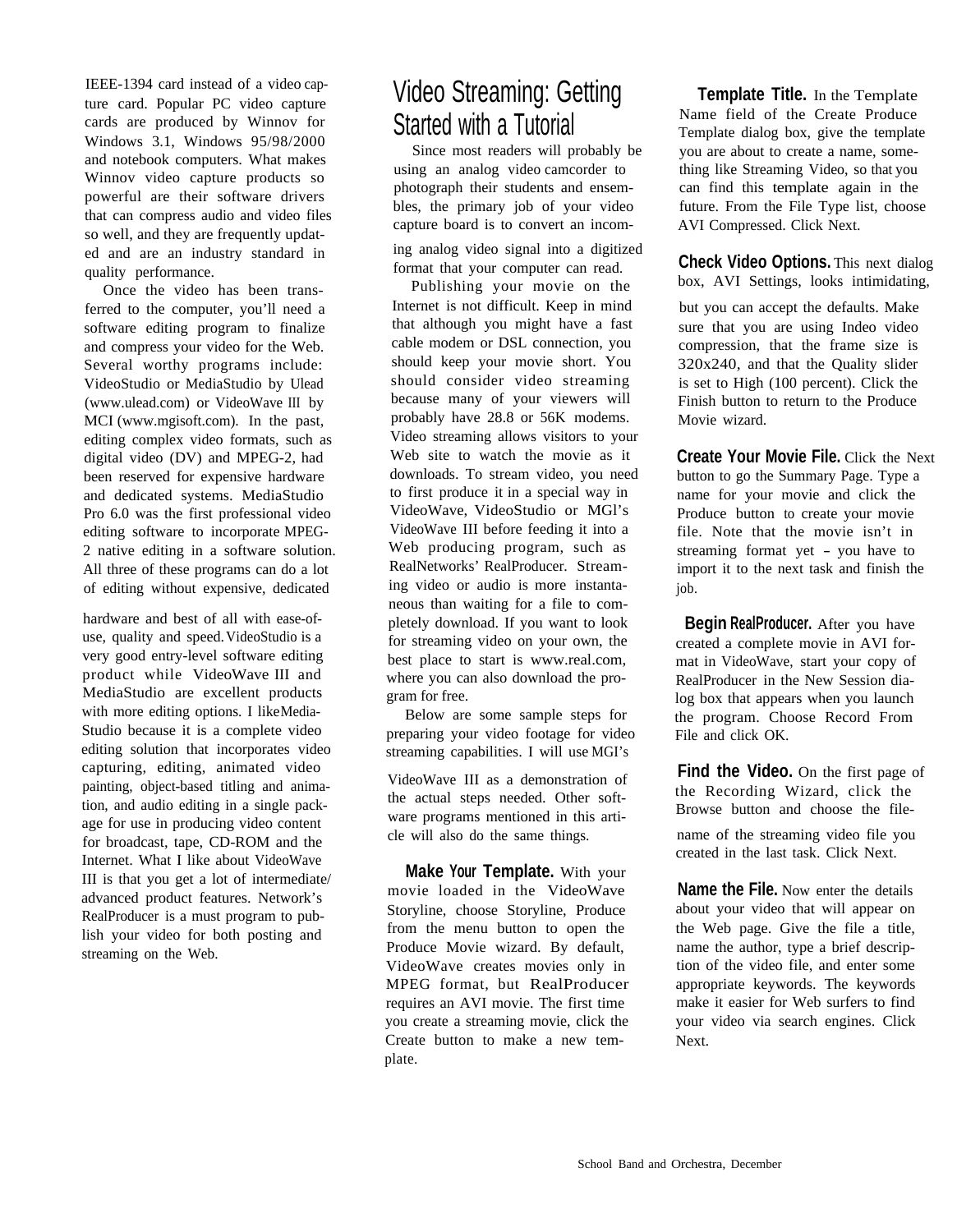IEEE-1394 card instead of a video capture card. Popular PC video capture cards are produced by Winnov for Windows 3.1, Windows 95/98/2000 and notebook computers. What makes Winnov video capture products so powerful are their software drivers that can compress audio and video files so well, and they are frequently updated and are an industry standard in quality performance.

Once the video has been transferred to the computer, you'll need a software editing program to finalize and compress your video for the Web. Several worthy programs include: VideoStudio or MediaStudio by Ulead (www.ulead.com) or VideoWave III by MCI (www.mgisoft.com). In the past, editing complex video formats, such as digital video (DV) and MPEG-2, had been reserved for expensive hardware and dedicated systems. MediaStudio Pro 6.0 was the first professional video editing software to incorporate MPEG-2 native editing in a software solution. All three of these programs can do a lot of editing without expensive, dedicated hardware and best of all with ease-of-use, quality and speed. VideoStudio is a very good entry-level software editing product while VideoWave III and MediaStudio are excellent products with more editing options. I like MediaStudio because it is a complete video editing solution that incorporates video capturing, editing, animated video painting, object-based titling and animation, and audio editing in a single package for use in producing video content for broadcast, tape, CD-ROM and the Internet. What I like about VideoWave III is that you get a lot of intermediate/advanced product features. Network's RealProducer is a must program to publish your video for both posting and streaming on the Web.

## Video Streaming: Getting Started with a Tutorial

Since most readers will probably be using an analog video camcorder to photograph their students and ensembles, the primary job of your video capture board is to convert an incoming analog video signal into a digitized format that your computer can read.

Publishing your movie on the Internet is not difficult. Keep in mind that although you might have a fast cable modem or DSL connection, you should keep your movie short. You should consider video streaming because many of your viewers will probably have 28.8 or 56K modems. Video streaming allows visitors to your Web site to watch the movie as it downloads. To stream video, you need to first produce it in a special way in VideoWave, VideoStudio or MGI's VideoWave III before feeding it into a Web producing program, such as RealNetworks' RealProducer. Streaming video or audio is more instantaneous than waiting for a file to completely download. If you want to look for streaming video on your own, the best place to start is www.real.com, where you can also download the program for free.

Below are some sample steps for preparing your video footage for video streaming capabilities. I will use MGI's VideoWave III as a demonstration of the actual steps needed. Other software programs mentioned in this article will also do the same things.

**Make Your Template.** With your movie loaded in the VideoWave Storyline, choose Storyline, Produce from the menu button to open the Produce Movie wizard. By default, VideoWave creates movies only in MPEG format, but RealProducer requires an AVI movie. The first time you create a streaming movie, click the Create button to make a new template.

**Template Title.** In the Template Name field of the Create Produce Template dialog box, give the template you are about to create a name, something like Streaming Video, so that you can find this template again in the future. From the File Type list, choose AVI Compressed. Click Next.

**Check Video Options.** This next dialog box, AVI Settings, looks intimidating, but you can accept the defaults. Make sure that you are using Indeo video compression, that the frame size is 320x240, and that the Quality slider is set to High (100 percent). Click the Finish button to return to the Produce Movie wizard.

**Create Your Movie File.** Click the Next button to go the Summary Page. Type a name for your movie and click the Produce button to create your movie file. Note that the movie isn't in streaming format yet – you have to import it to the next task and finish the job.

**Begin RealProducer.** After you have created a complete movie in AVI format in VideoWave, start your copy of RealProducer in the New Session dialog box that appears when you launch the program. Choose Record From File and click OK.

**Find the Video.** On the first page of the Recording Wizard, click the Browse button and choose the filename of the streaming video file you created in the last task. Click Next.

**Name the File.** Now enter the details about your video that will appear on the Web page. Give the file a title, name the author, type a brief description of the video file, and enter some appropriate keywords. The keywords make it easier for Web surfers to find your video via search engines. Click Next.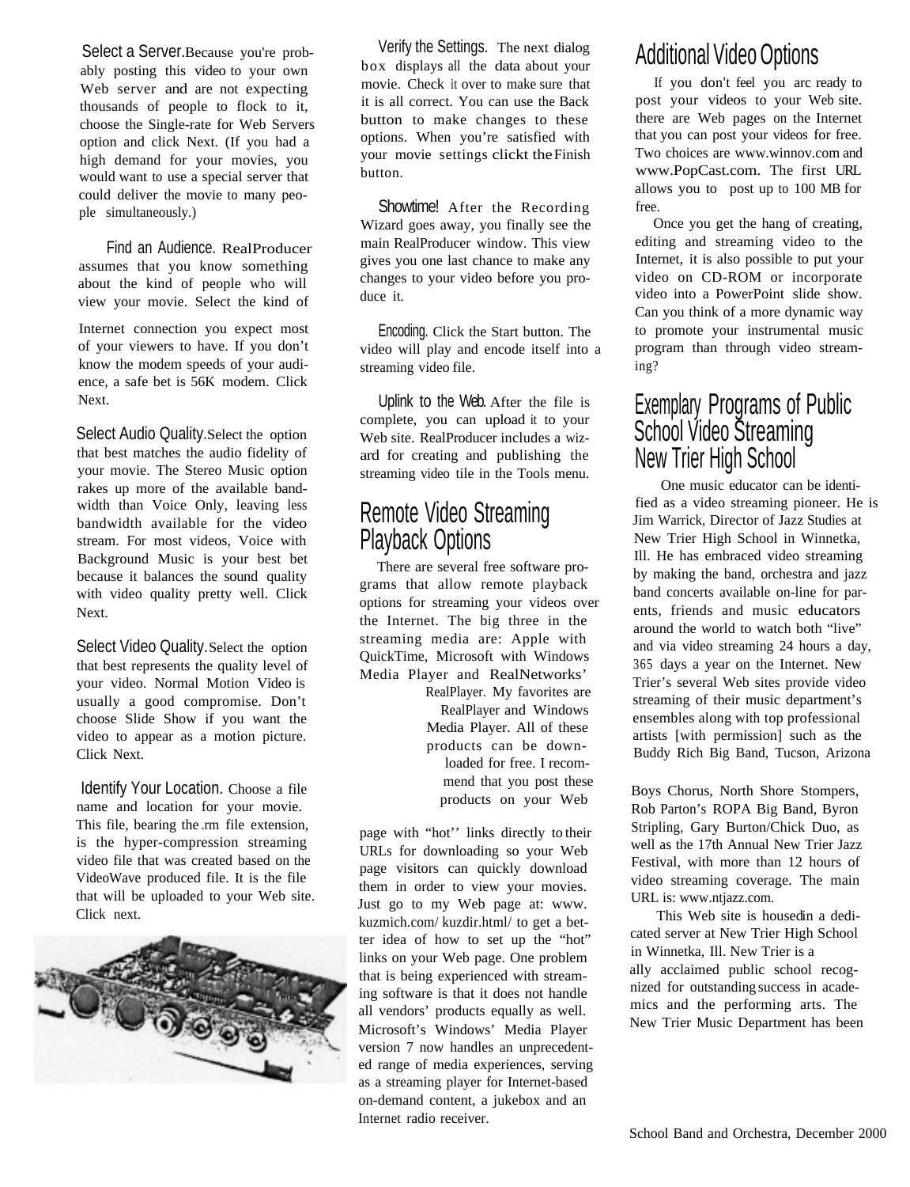**Select a Server.** Because you're probably posting this video to your own Web server and are not expecting thousands of people to flock to it, choose the Single-rate for Web Servers option and click Next. (If you had a high demand for your movies, you would want to use a special server that could deliver the movie to many people simultaneously.)

**Find an Audience.** RealProducer assumes that you know something about the kind of people who will view your movie. Select the kind of Internet connection you expect most of your viewers to have. If you don't know the modem speeds of your audience, a safe bet is 56K modem. Click Next.

**Select Audio Quality.** Select the option that best matches the audio fidelity of your movie. The Stereo Music option rakes up more of the available bandwidth than Voice Only, leaving less bandwidth available for the video stream. For most videos, Voice with Background Music is your best bet because it balances the sound quality with video quality pretty well. Click Next.

**Select Video Quality.** Select the option that best represents the quality level of your video. Normal Motion Video is usually a good compromise. Don't choose Slide Show if you want the video to appear as a motion picture. Click Next.

**Identify Your Location.** Choose a file name and location for your movie. This file, bearing the .rm file extension, is the hyper-compression streaming video file that was created based on the VideoWave produced file. It is the file that will be uploaded to your Web site. Click next.

**Verify the Settings.** The next dialog box displays all the data about your movie. Check it over to make sure that it is all correct. You can use the Back button to make changes to these options. When you're satisfied with your movie settings clickt the Finish button.

**Showtime!** After the Recording Wizard goes away, you finally see the main RealProducer window. This view gives you one last chance to make any changes to your video before you produce it.

**Encoding.** Click the Start button. The video will play and encode itself into a streaming video file.

**Uplink to the Web.** After the file is complete, you can upload it to your Web site. RealProducer includes a wizard for creating and publishing the streaming video tile in the Tools menu.

## Remote Video Streaming Playback Options

There are several free software programs that allow remote playback options for streaming your videos over the Internet. The big three in the streaming media are: Apple with QuickTime, Microsoft with Windows Media Player and RealNetworks' RealPlayer. My favorites are RealPlayer and Windows Media Player. All of these products can be downloaded for free. I recommend that you post these products on your Web page with "hot'' links directly to their URLs for downloading so your Web page visitors can quickly download them in order to view your movies. Just go to my Web page at: www.kuzmich.com/kuzdir.html/ to get a better idea of how to set up the "hot" links on your Web page. One problem that is being experienced with streaming software is that it does not handle all vendors' products equally as well. Microsoft's Windows' Media Player version 7 now handles an unprecedented range of media experiences, serving as a streaming player for Internet-based on-demand content, a jukebox and an Internet radio receiver.

## Additional Video Options

If you don't feel you arc ready to post your videos to your Web site. there are Web pages on the Internet that you can post your videos for free. Two choices are www.winnov.com and www.PopCast.com. The first URL allows you to post up to 100 MB for free.

Once you get the hang of creating, editing and streaming video to the Internet, it is also possible to put your video on CD-ROM or incorporate video into a PowerPoint slide show. Can you think of a more dynamic way to promote your instrumental music program than through video streaming?

## Exemplary Programs of Public School Video Streaming New Trier High School

One music educator can be identified as a video streaming pioneer. He is Jim Warrick, Director of Jazz Studies at New Trier High School in Winnetka, Ill. He has embraced video streaming by making the band, orchestra and jazz band concerts available on-line for parents, friends and music educators around the world to watch both "live" and via video streaming 24 hours a day, 365 days a year on the Internet. New Trier's several Web sites provide video streaming of their music department's ensembles along with top professional artists [with permission] such as the Buddy Rich Big Band, Tucson, Arizona Boys Chorus, North Shore Stompers, Rob Parton's ROPA Big Band, Byron Stripling, Gary Burton/Chick Duo, as well as the 17th Annual New Trier Jazz Festival, with more than 12 hours of video streaming coverage. The main URL is: www.ntjazz.com.

This Web site is housedin a dedicated server at New Trier High School in Winnetka, Ill. New Trier is a ally acclaimed public school recognized for outstanding success in academics and the performing arts. The New Trier Music Department has been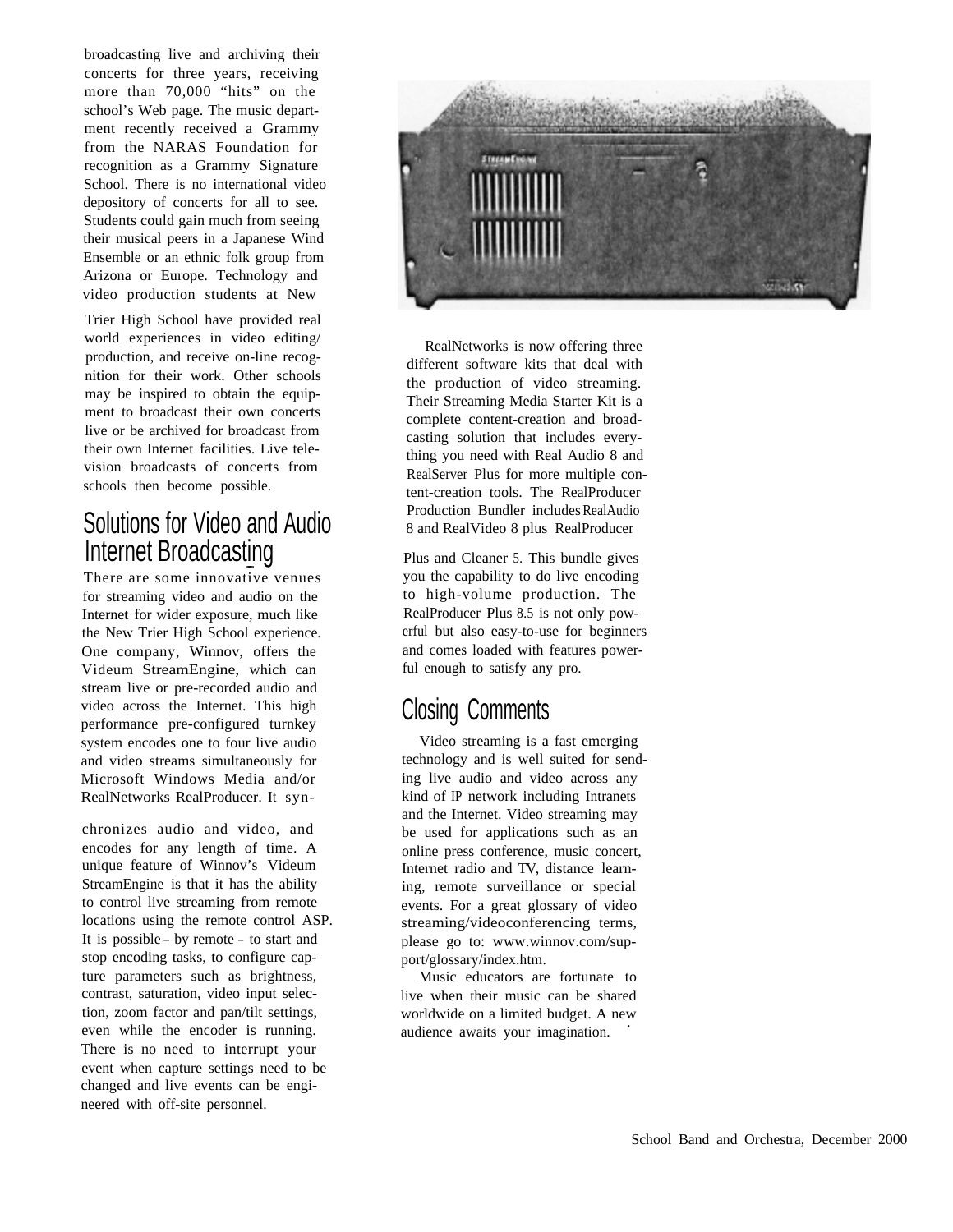broadcasting live and archiving their concerts for three years, receiving more than 70,000 "hits" on the school's Web page. The music department recently received a Grammy from the NARAS Foundation for recognition as a Grammy Signature School. There is no international video depository of concerts for all to see. Students could gain much from seeing their musical peers in a Japanese Wind Ensemble or an ethnic folk group from Arizona or Europe. Technology and video production students at New Trier High School have provided real world experiences in video editing/ production, and receive on-line recognition for their work. Other schools may be inspired to obtain the equipment to broadcast their own concerts live or be archived for broadcast from their own Internet facilities. Live television broadcasts of concerts from schools then become possible.

## Solutions for Video and Audio Internet Broadcasting

There are some innovative venues for streaming video and audio on the Internet for wider exposure, much like the New Trier High School experience. One company, Winnov, offers the Videum StreamEngine, which can stream live or pre-recorded audio and video across the Internet. This high performance pre-configured turnkey system encodes one to four live audio and video streams simultaneously for Microsoft Windows Media and/or RealNetworks RealProducer. It synchronizes audio and video, and encodes for any length of time. A unique feature of Winnov's Videum StreamEngine is that it has the ability to control live streaming from remote locations using the remote control ASP. It is possible – by remote – to start and stop encoding tasks, to configure capture parameters such as brightness, contrast, saturation, video input selection, zoom factor and pan/tilt settings, even while the encoder is running. There is no need to interrupt your event when capture settings need to be changed and live events can be engineered with off-site personnel.

RealNetworks is now offering three different software kits that deal with the production of video streaming. Their Streaming Media Starter Kit is a complete content-creation and broadcasting solution that includes everything you need with Real Audio 8 and RealServer Plus for more multiple content-creation tools. The RealProducer Production Bundler includes RealAudio 8 and RealVideo 8 plus RealProducer Plus and Cleaner 5. This bundle gives you the capability to do live encoding to high-volume production. The RealProducer Plus 8.5 is not only powerful but also easy-to-use for beginners and comes loaded with features powerful enough to satisfy any pro.

## Closing Comments

Video streaming is a fast emerging technology and is well suited for sending live audio and video across any kind of IP network including Intranets and the Internet. Video streaming may be used for applications such as an online press conference, music concert, Internet radio and TV, distance learning, remote surveillance or special events. For a great glossary of video streaming/videoconferencing terms, please go to: www.winnov.com/support/glossary/index.htm.

Music educators are fortunate to live when their music can be shared worldwide on a limited budget. A new audience awaits your imagination.

School Band and Orchestra, December 2000